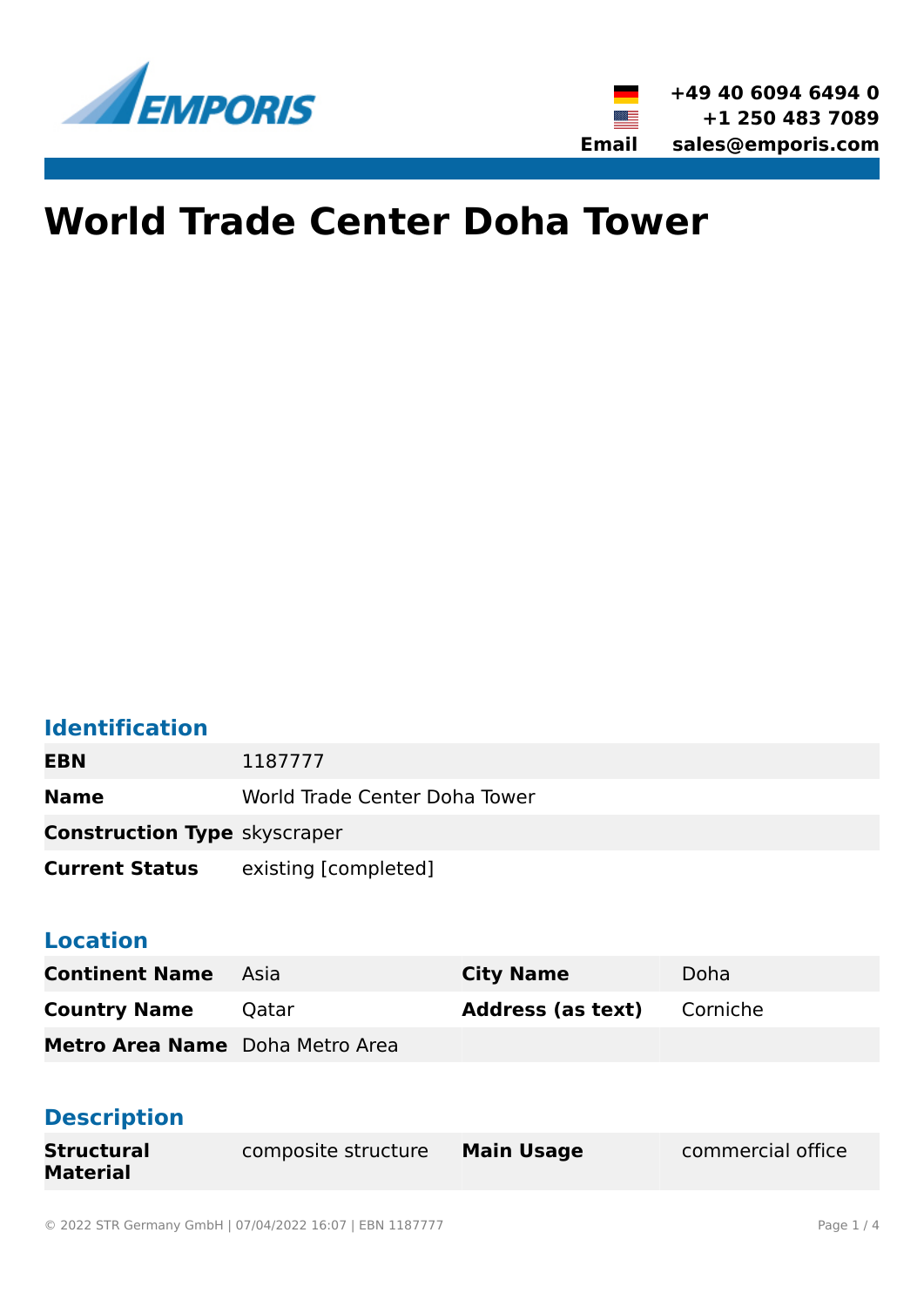+49 40 6094 6494 0
+1 250 483 7089
**Email** sales@emporis.com

# World Trade Center Doha Tower

## Identification

| | |
|---|---|
| **EBN** | 1187777 |
| **Name** | World Trade Center Doha Tower |
| **Construction Type** | skyscraper |
| **Current Status** | existing [completed] |

## Location

| | | | |
|---|---|---|---|
| **Continent Name** | Asia | **City Name** | Doha |
| **Country Name** | Qatar | **Address (as text)** | Corniche |
| **Metro Area Name** | Doha Metro Area | | |

## Description

| | | | |
|---|---|---|---|
| **Structural Material** | composite structure | **Main Usage** | commercial office |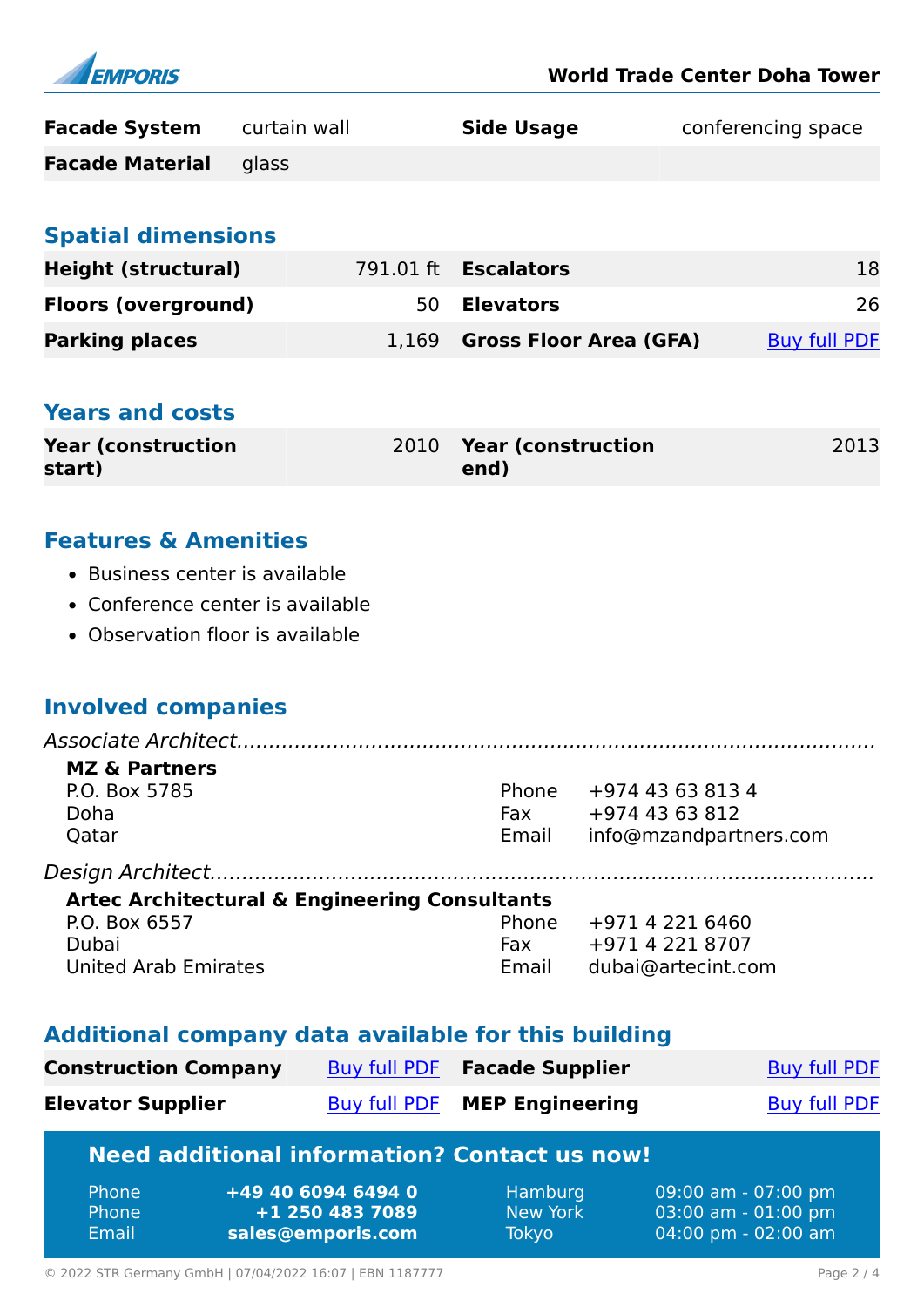| | | | |
|---|---|---|---|
| **Facade System** | curtain wall | **Side Usage** | conferencing space |
| **Facade Material** | glass | | |

## Spatial dimensions

| | | | |
|---|---|---|---|
| **Height (structural)** | 791.01 ft | **Escalators** | 18 |
| **Floors (overground)** | 50 | **Elevators** | 26 |
| **Parking places** | 1,169 | **Gross Floor Area (GFA)** | Buy full PDF |

## Years and costs

| | | | |
|---|---|---|---|
| **Year (construction start)** | 2010 | **Year (construction end)** | 2013 |

## Features & Amenities

- Business center is available
- Conference center is available
- Observation floor is available

## Involved companies

*Associate Architect*

**MZ & Partners**
P.O. Box 5785
Doha
Qatar

Phone +974 43 63 813 4
Fax +974 43 63 812
Email info@mzandpartners.com

*Design Architect*

**Artec Architectural & Engineering Consultants**
P.O. Box 6557
Dubai
United Arab Emirates

Phone +971 4 221 6460
Fax +971 4 221 8707
Email dubai@artecint.com

## Additional company data available for this building

| | | | |
|---|---|---|---|
| **Construction Company** | Buy full PDF | **Facade Supplier** | Buy full PDF |
| **Elevator Supplier** | Buy full PDF | **MEP Engineering** | Buy full PDF |

### Need additional information? Contact us now!

| | | | |
|---|---|---|---|
| Phone | **+49 40 6094 6494 0** | Hamburg | 09:00 am - 07:00 pm |
| Phone | **+1 250 483 7089** | New York | 03:00 am - 01:00 pm |
| Email | **sales@emporis.com** | Tokyo | 04:00 pm - 02:00 am |

© 2022 STR Germany GmbH | 07/04/2022 16:07 | EBN 1187777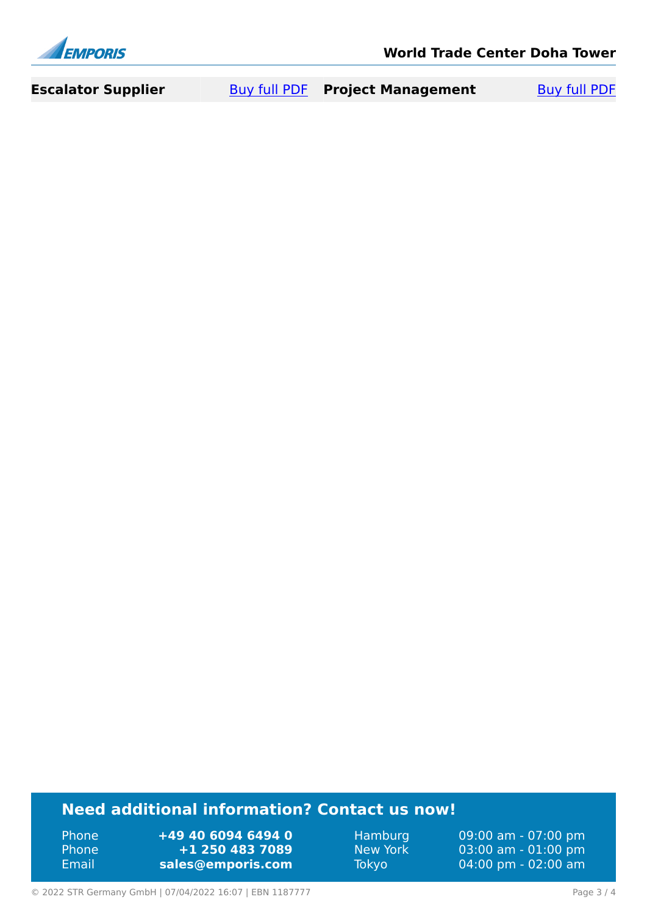| Escalator Supplier | Buy full PDF | Project Management | Buy full PDF |
|---|---|---|---|

## Need additional information? Contact us now!

| | | | |
|---|---|---|---|
| Phone | **+49 40 6094 6494 0** | Hamburg | 09:00 am - 07:00 pm |
| Phone | **+1 250 483 7089** | New York | 03:00 am - 01:00 pm |
| Email | **sales@emporis.com** | Tokyo | 04:00 pm - 02:00 am |

© 2022 STR Germany GmbH | 07/04/2022 16:07 | EBN 1187777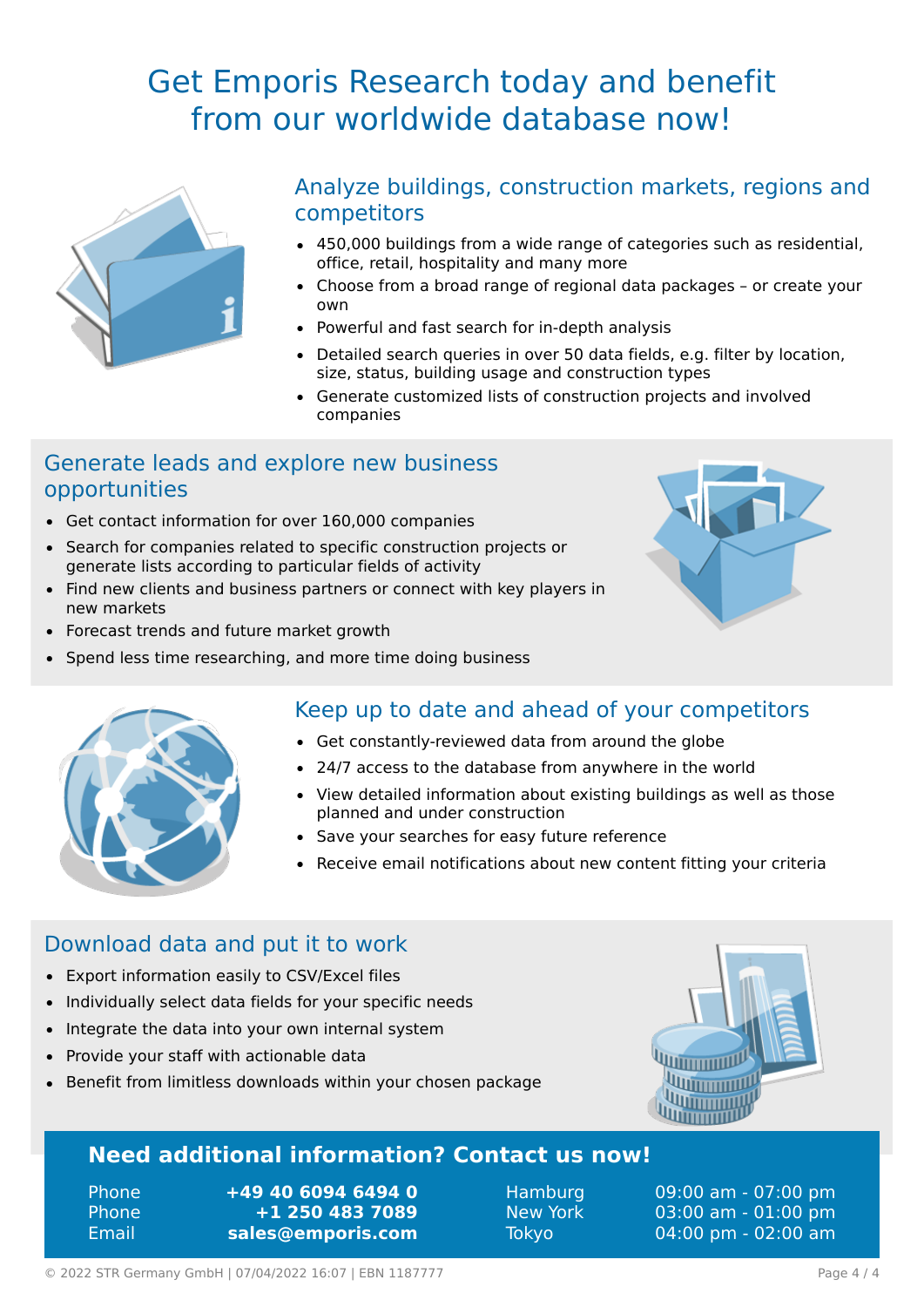# Get Emporis Research today and benefit from our worldwide database now!

## Analyze buildings, construction markets, regions and competitors

- 450,000 buildings from a wide range of categories such as residential, office, retail, hospitality and many more
- Choose from a broad range of regional data packages – or create your own
- Powerful and fast search for in-depth analysis
- Detailed search queries in over 50 data fields, e.g. filter by location, size, status, building usage and construction types
- Generate customized lists of construction projects and involved companies

## Generate leads and explore new business opportunities

- Get contact information for over 160,000 companies
- Search for companies related to specific construction projects or generate lists according to particular fields of activity
- Find new clients and business partners or connect with key players in new markets
- Forecast trends and future market growth
- Spend less time researching, and more time doing business

## Keep up to date and ahead of your competitors

- Get constantly-reviewed data from around the globe
- 24/7 access to the database from anywhere in the world
- View detailed information about existing buildings as well as those planned and under construction
- Save your searches for easy future reference
- Receive email notifications about new content fitting your criteria

## Download data and put it to work

- Export information easily to CSV/Excel files
- Individually select data fields for your specific needs
- Integrate the data into your own internal system
- Provide your staff with actionable data
- Benefit from limitless downloads within your chosen package

### Need additional information? Contact us now!

| | | | |
|---|---|---|---|
| Phone | **+49 40 6094 6494 0** | Hamburg | 09:00 am - 07:00 pm |
| Phone | **+1 250 483 7089** | New York | 03:00 am - 01:00 pm |
| Email | **sales@emporis.com** | Tokyo | 04:00 pm - 02:00 am |

© 2022 STR Germany GmbH | 07/04/2022 16:07 | EBN 1187777